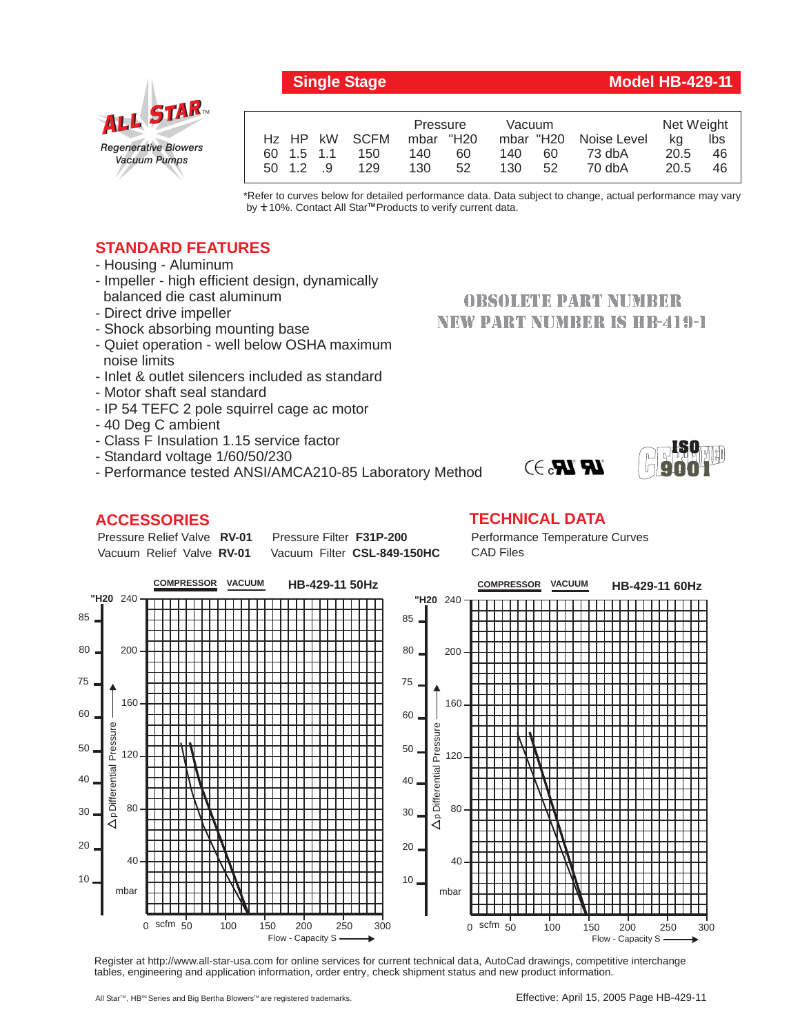**Single Stage** **Model HB-429-11**

ALL STAR™
*Regenerative Blowers*
*Vacuum Pumps*

| Hz | HP | kW | SCFM | Pressure mbar | Pressure "H20 | Vacuum mbar | Vacuum "H20 | Noise Level | Net Weight kg | Net Weight lbs |
|---|---|---|---|---|---|---|---|---|---|---|
| 60 | 1.5 | 1.1 | 150 | 140 | 60 | 140 | 60 | 73 dbA | 20.5 | 46 |
| 50 | 1.2 | .9 | 129 | 130 | 52 | 130 | 52 | 70 dbA | 20.5 | 46 |

*Refer to curves below for detailed performance data. Data subject to change, actual performance may vary by ± 10%. Contact All Star™ Products to verify current data.

## STANDARD FEATURES

- Housing - Aluminum
- Impeller - high efficient design, dynamically balanced die cast aluminum
- Direct drive impeller
- Shock absorbing mounting base
- Quiet operation - well below OSHA maximum noise limits
- Inlet & outlet silencers included as standard
- Motor shaft seal standard
- IP 54 TEFC 2 pole squirrel cage ac motor
- 40 Deg C ambient
- Class F Insulation 1.15 service factor
- Standard voltage 1/60/50/230
- Performance tested ANSI/AMCA210-85 Laboratory Method

OBSOLETE PART NUMBER
NEW PART NUMBER IS HB-419-1

CE cUL UL ISO 9001 CERTIFIED

## ACCESSORIES

Pressure Relief Valve **RV-01** Pressure Filter **F31P-200**
Vacuum Relief Valve **RV-01** Vacuum Filter **CSL-849-150HC**

## TECHNICAL DATA

Performance Temperature Curves
CAD Files

**COMPRESSOR** **VACUUM** **HB-429-11 50Hz**

**COMPRESSOR** **VACUUM** **HB-429-11 60Hz**

Register at http://www.all-star-usa.com for online services for current technical data, AutoCad drawings, competitive interchange tables, engineering and application information, order entry, check shipment status and new product information.

All Star™, HB™ Series and Big Bertha Blowers™ are registered trademarks.

Effective: April 15, 2005 Page HB-429-11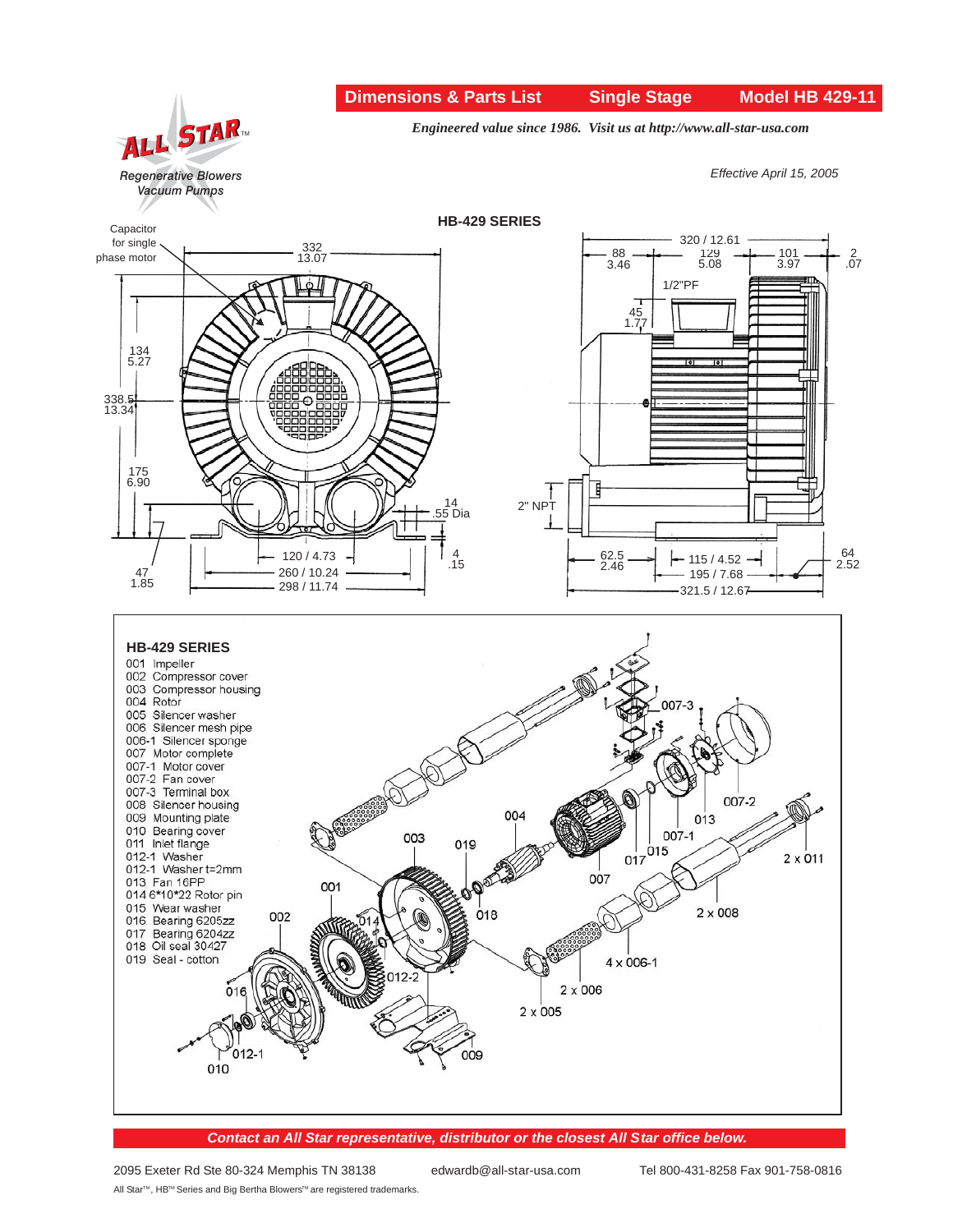## Dimensions & Parts List — Single Stage — Model HB 429-11

ALL STAR™
*Regenerative Blowers Vacuum Pumps*

***Engineered value since 1986. Visit us at http://www.all-star-usa.com***

*Effective April 15, 2005*

### HB-429 SERIES

Capacitor for single phase motor

332
13.07

134
5.27

338.5
13.34

175
6.90

47
1.85

14
.55 Dia

4
.15

120 / 4.73
260 / 10.24
298 / 11.74

320 / 12.61
88
3.46
129
5.08
101
3.97
2
.07

1/2"PF

45
1.77

2" NPT

62.5
2.46

115 / 4.52
195 / 7.68
321.5 / 12.67

64
2.52

### HB-429 SERIES

001 Impeller
002 Compressor cover
003 Compressor housing
004 Rotor
005 Silencer washer
006 Silencer mesh pipe
006-1 Silencer sponge
007 Motor complete
007-1 Motor cover
007-2 Fan cover
007-3 Terminal box
008 Silencer housing
009 Mounting plate
010 Bearing cover
011 Inlet flange
012-1 Washer
012-1 Washer t=2mm
013 Fan 16PP
014 6*10*22 Rotor pin
015 Wear washer
016 Bearing 6205zz
017 Bearing 6204zz
018 Oil seal 30427
019 Seal - cotton

007-3
007-2
013
007-1
015
017
007
004
003
019
018
001
002
014
012-2
016
012-1
010
009
2 x 011
2 x 008
4 x 006-1
2 x 006
2 x 005

***Contact an All Star representative, distributor or the closest All Star office below.***

2095 Exeter Rd Ste 80-324 Memphis TN 38138 — edwardb@all-star-usa.com — Tel 800-431-8258 Fax 901-758-0816

All Star™, HB™ Series and Big Bertha Blowers™ are registered trademarks.